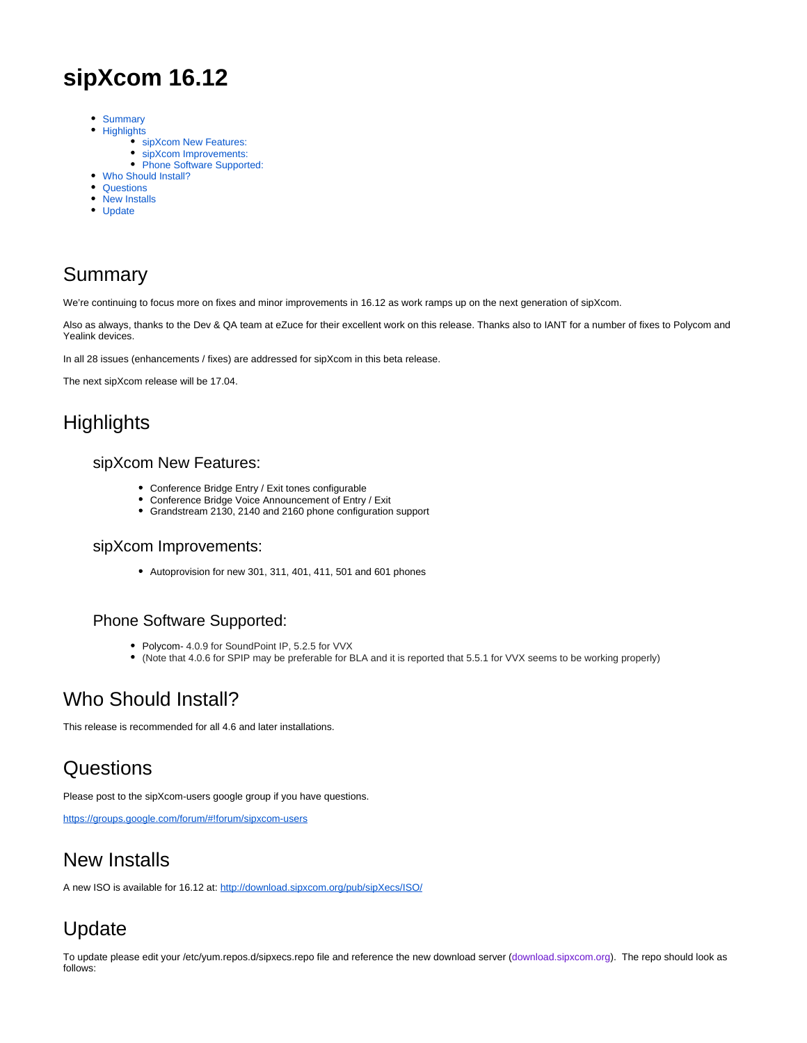# sipXcom 16.12

- Summary
- Highlights
    - sipXcom New Features:
    - sipXcom Improvements:
    - Phone Software Supported:
- Who Should Install?
- Questions
- New Installs
- Update

## Summary

We're continuing to focus more on fixes and minor improvements in 16.12 as work ramps up on the next generation of sipXcom.

Also as always, thanks to the Dev & QA team at eZuce for their excellent work on this release. Thanks also to IANT for a number of fixes to Polycom and Yealink devices.

In all 28 issues (enhancements / fixes) are addressed for sipXcom in this beta release.

The next sipXcom release will be 17.04.

## Highlights

### sipXcom New Features:

- Conference Bridge Entry / Exit tones configurable
- Conference Bridge Voice Announcement of Entry / Exit
- Grandstream 2130, 2140 and 2160 phone configuration support

### sipXcom Improvements:

- Autoprovision for new 301, 311, 401, 411, 501 and 601 phones

### Phone Software Supported:

- Polycom- 4.0.9 for SoundPoint IP, 5.2.5 for VVX
- (Note that 4.0.6 for SPIP may be preferable for BLA and it is reported that 5.5.1 for VVX seems to be working properly)

## Who Should Install?

This release is recommended for all 4.6 and later installations.

## Questions

Please post to the sipXcom-users google group if you have questions.

https://groups.google.com/forum/#!forum/sipxcom-users

## New Installs

A new ISO is available for 16.12 at: http://download.sipxcom.org/pub/sipXecs/ISO/

## Update

To update please edit your /etc/yum.repos.d/sipxecs.repo file and reference the new download server (download.sipxcom.org). The repo should look as follows: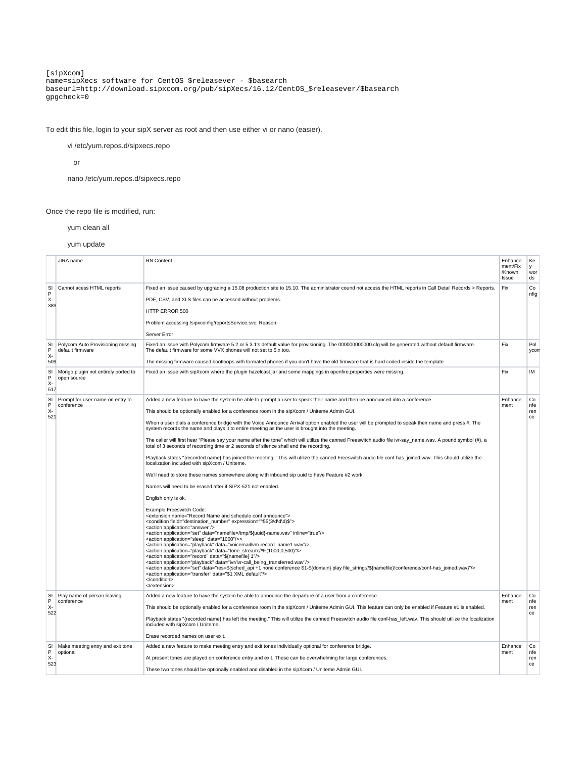```
[sipXcom]
name=sipXecs software for CentOS $releasever - $basearch
baseurl=http://download.sipxcom.org/pub/sipXecs/16.12/CentOS_$releasever/$basearch
gpgcheck=0
```

To edit this file, login to your sipX server as root and then use either vi or nano (easier).

vi /etc/yum.repos.d/sipxecs.repo

or

nano /etc/yum.repos.d/sipxecs.repo

Once the repo file is modified, run:

yum clean all

yum update

| | JIRA name | RN Content | Enhancement/Fix/Known Issue | Key words |
|---|---|---|---|---|
| SIPX-389 | Cannot acess HTML reports | Fixed an issue caused by upgrading a 15.08 production site to 15.10. The administrator cound not access the HTML reports in Call Detail Records > Reports.<br><br>PDF, CSV, and XLS files can be accessed without problems.<br><br>HTTP ERROR 500<br><br>Problem accessing /sipxconfig/reportsService.svc. Reason:<br><br>Server Error | Fix | Config |
| SIPX-509 | Polycom Auto Provisioning missing default firmware | Fixed an issue with Polycom firmware 5.2 or 5.3.1's default value for provisioning. The 000000000000.cfg will be generated without default firmware. The default firmware for some VVX phones will not set to 5.x too.<br><br>The missing firmware caused bootloops with formated phones if you don't have the old firmware that is hard coded inside the template | Fix | Polycom |
| SIPX-517 | Mongo plugin not entirely ported to open source | Fixed an issue with sipXcom where the plugin hazelcast.jar and some mappings in openfire.properties were missing. | Fix | IM |
| SIPX-521 | Prompt for user name on entry to conference | Added a new feature to have the system be able to prompt a user to speak their name and then be announced into a conference.<br><br>This should be optionally enabled for a conference room in the sipXcom / Uniteme Admin GUI.<br><br>When a user dials a conference bridge with the Voice Announce Arrival option enabled the user will be prompted to speak their name and press #. The system records the name and plays it to entire meeting as the user is brought into the meeting.<br><br>The caller will first hear "Please say your name after the tone" which will utilize the canned Freeswitch audio file ivr-say_name.wav. A pound symbol (#), a total of 3 seconds of recording time or 2 seconds of silence shall end the recording.<br><br>Playback states "{recorded name} has joined the meeting." This will utilize the canned Freeswitch audio file conf-has_joined.wav. This should utilize the localization included with sipXcom / Uniteme.<br><br>We'll need to store these names somewhere along with inbound sip uuid to have Feature #2 work.<br><br>Names will need to be erased after if SIPX-521 not enabled.<br><br>English only is ok.<br><br>Example Freeswitch Code:<br>&lt;extension name="Record Name and schedule conf announce"&gt;<br>&lt;condition field="destination_number" expression="^55(3\d\d\d)$"&gt;<br>&lt;action application="answer"/&gt;<br>&lt;action application="set" data="namefile=/tmp/${uuid}-name.wav" inline="true"/&gt;<br>&lt;action application="sleep" data="1000"/&gt;&gt;<br>&lt;action application="playback" data="voicemail/vm-record_name1.wav"/&gt;<br>&lt;action application="playback" data="tone_stream://%(1000,0,500)"/&gt;<br>&lt;action application="record" data="${namefile} 1"/&gt;<br>&lt;action application="playback" data="ivr/ivr-call_being_transferred.wav"/&gt;<br>&lt;action application="set" data="res=${sched_api +1 none conference $1-${domain} play file_string://${namefile}!conference/conf-has_joined.wav}"/&gt;<br>&lt;action application="transfer" data="$1 XML default"/&gt;<br>&lt;/condition&gt;<br>&lt;/extension&gt; | Enhancement | Conference |
| SIPX-522 | Play name of person leaving conference | Added a new feature to have the system be able to announce the departure of a user from a conference.<br><br>This should be optionally enabled for a conference room in the sipXcom / Uniteme Admin GUI. This feature can only be enabled if Feature #1 is enabled.<br><br>Playback states "{recorded name} has left the meeting." This will utilize the canned Freeswitch audio file conf-has_left.wav. This should utilize the localization included with sipXcom / Uniteme.<br><br>Erase recorded names on user exit. | Enhancement | Conference |
| SIPX-523 | Make meeting entry and exit tone optional | Added a new feature to make meeting entry and exit tones individually optional for conference bridge.<br><br>At present tones are played on conference entry and exit. These can be overwhelming for large conferences.<br><br>These two tones should be optionally enabled and disabled in the sipXcom / Uniteme Admin GUI. | Enhancement | Conference |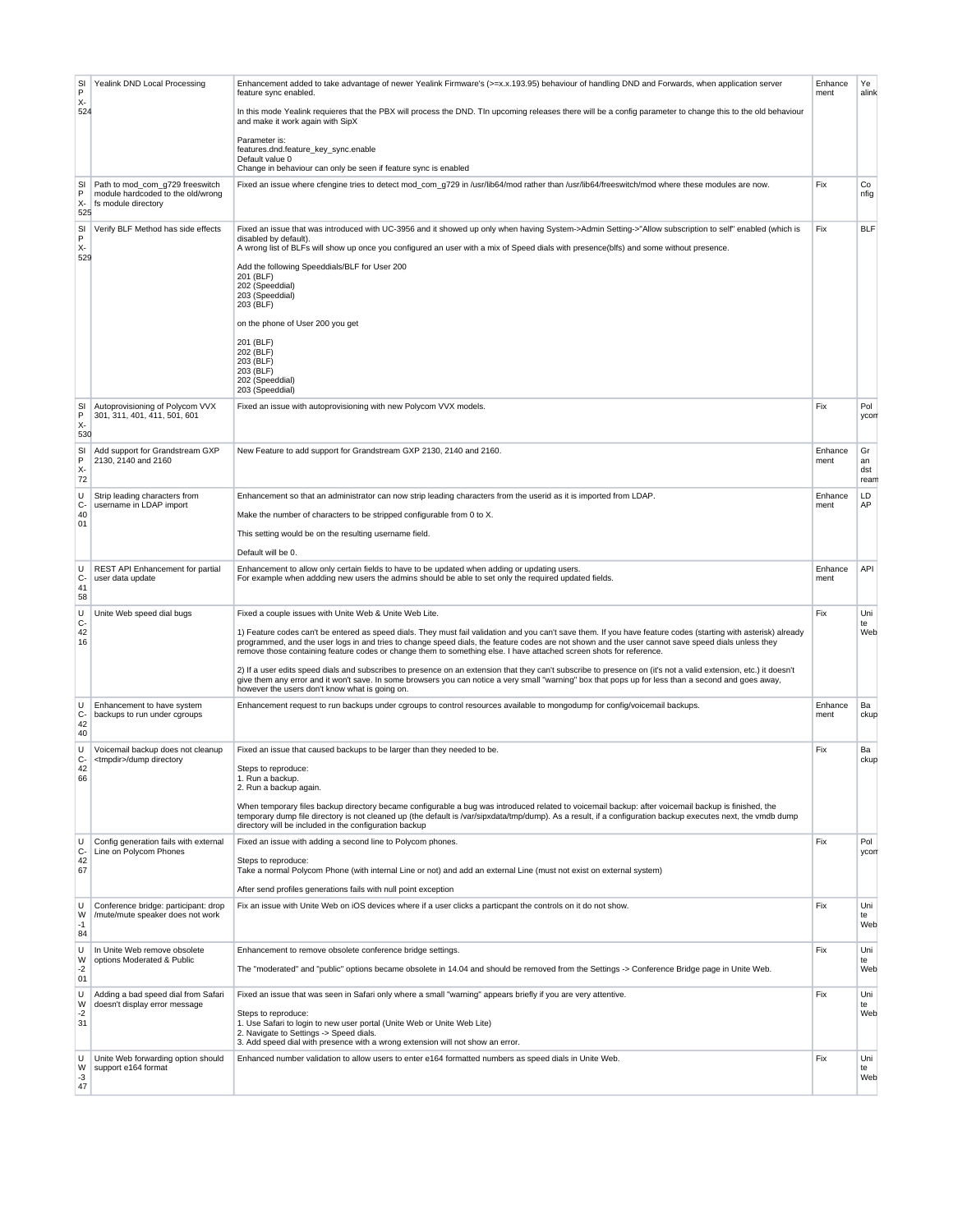| SIPX-524 | Yealink DND Local Processing | Enhancement added to take advantage of newer Yealink Firmware's (>=x.x.193.95) behaviour of handling DND and Forwards, when application server feature sync enabled.<br><br>In this mode Yealink requieres that the PBX will process the DND. TIn upcoming releases there will be a config parameter to change this to the old behaviour and make it work again with SipX<br><br>Parameter is:<br>features.dnd.feature_key_sync.enable<br>Default value 0<br>Change in behaviour can only be seen if feature sync is enabled | Enhancement | Yealink |
|---|---|---|---|---|
| SIPX-525 | Path to mod_com_g729 freeswitch module hardcoded to the old/wrong fs module directory | Fixed an issue where cfengine tries to detect mod_com_g729 in /usr/lib64/mod rather than /usr/lib64/freeswitch/mod where these modules are now. | Fix | Config |
| SIPX-529 | Verify BLF Method has side effects | Fixed an issue that was introduced with UC-3956 and it showed up only when having System->Admin Setting->"Allow subscription to self" enabled (which is disabled by default).<br>A wrong list of BLFs will show up once you configured an user with a mix of Speed dials with presence(blfs) and some without presence.<br><br>Add the following Speeddials/BLF for User 200<br>201 (BLF)<br>202 (Speeddial)<br>203 (Speeddial)<br>203 (BLF)<br><br>on the phone of User 200 you get<br><br>201 (BLF)<br>202 (BLF)<br>203 (BLF)<br>203 (BLF)<br>202 (Speeddial)<br>203 (Speeddial) | Fix | BLF |
| SIPX-530 | Autoprovisioning of Polycom VVX 301, 311, 401, 411, 501, 601 | Fixed an issue with autoprovisioning with new Polycom VVX models. | Fix | Polycom |
| SIPX-72 | Add support for Grandstream GXP 2130, 2140 and 2160 | New Feature to add support for Grandstream GXP 2130, 2140 and 2160. | Enhancement | Grandstream |
| UC-4001 | Strip leading characters from username in LDAP import | Enhancement so that an administrator can now strip leading characters from the userid as it is imported from LDAP.<br><br>Make the number of characters to be stripped configurable from 0 to X.<br><br>This setting would be on the resulting username field.<br><br>Default will be 0. | Enhancement | LDAP |
| UC-4158 | REST API Enhancement for partial user data update | Enhancement to allow only certain fields to have to be updated when adding or updating users.<br>For example when addding new users the admins should be able to set only the required updated fields. | Enhancement | API |
| UC-4216 | Unite Web speed dial bugs | Fixed a couple issues with Unite Web & Unite Web Lite.<br><br>1) Feature codes can't be entered as speed dials. They must fail validation and you can't save them. If you have feature codes (starting with asterisk) already programmed, and the user logs in and tries to change speed dials, the feature codes are not shown and the user cannot save speed dials unless they remove those containing feature codes or change them to something else. I have attached screen shots for reference.<br><br>2) If a user edits speed dials and subscribes to presence on an extension that they can't subscribe to presence on (it's not a valid extension, etc.) it doesn't give them any error and it won't save. In some browsers you can notice a very small "warning" box that pops up for less than a second and goes away, however the users don't know what is going on. | Fix | Unite Web |
| UC-4240 | Enhancement to have system backups to run under cgroups | Enhancement request to run backups under cgroups to control resources available to mongodump for config/voicemail backups. | Enhancement | Backup |
| UC-4266 | Voicemail backup does not cleanup <tmpdir>/dump directory | Fixed an issue that caused backups to be larger than they needed to be.<br><br>Steps to reproduce:<br>1. Run a backup.<br>2. Run a backup again.<br><br>When temporary files backup directory became configurable a bug was introduced related to voicemail backup: after voicemail backup is finished, the temporary dump file directory is not cleaned up (the default is /var/sipxdata/tmp/dump). As a result, if a configuration backup executes next, the vmdb dump directory will be included in the configuration backup | Fix | Backup |
| UC-4267 | Config generation fails with external Line on Polycom Phones | Fixed an issue with adding a second line to Polycom phones.<br><br>Steps to reproduce:<br>Take a normal Polycom Phone (with internal Line or not) and add an external Line (must not exist on external system)<br><br>After send profiles generations fails with null point exception | Fix | Polycom |
| UW-184 | Conference bridge: participant: drop /mute/mute speaker does not work | Fix an issue with Unite Web on iOS devices where if a user clicks a particpant the controls on it do not show. | Fix | Unite Web |
| UW-201 | In Unite Web remove obsolete options Moderated & Public | Enhancement to remove obsolete conference bridge settings.<br><br>The "moderated" and "public" options became obsolete in 14.04 and should be removed from the Settings -> Conference Bridge page in Unite Web. | Fix | Unite Web |
| UW-231 | Adding a bad speed dial from Safari doesn't display error message | Fixed an issue that was seen in Safari only where a small "warning" appears briefly if you are very attentive.<br><br>Steps to reproduce:<br>1. Use Safari to login to new user portal (Unite Web or Unite Web Lite)<br>2. Navigate to Settings -> Speed dials.<br>3. Add speed dial with presence with a wrong extension will not show an error. | Fix | Unite Web |
| UW-347 | Unite Web forwarding option should support e164 format | Enhanced number validation to allow users to enter e164 formatted numbers as speed dials in Unite Web. | Fix | Unite Web |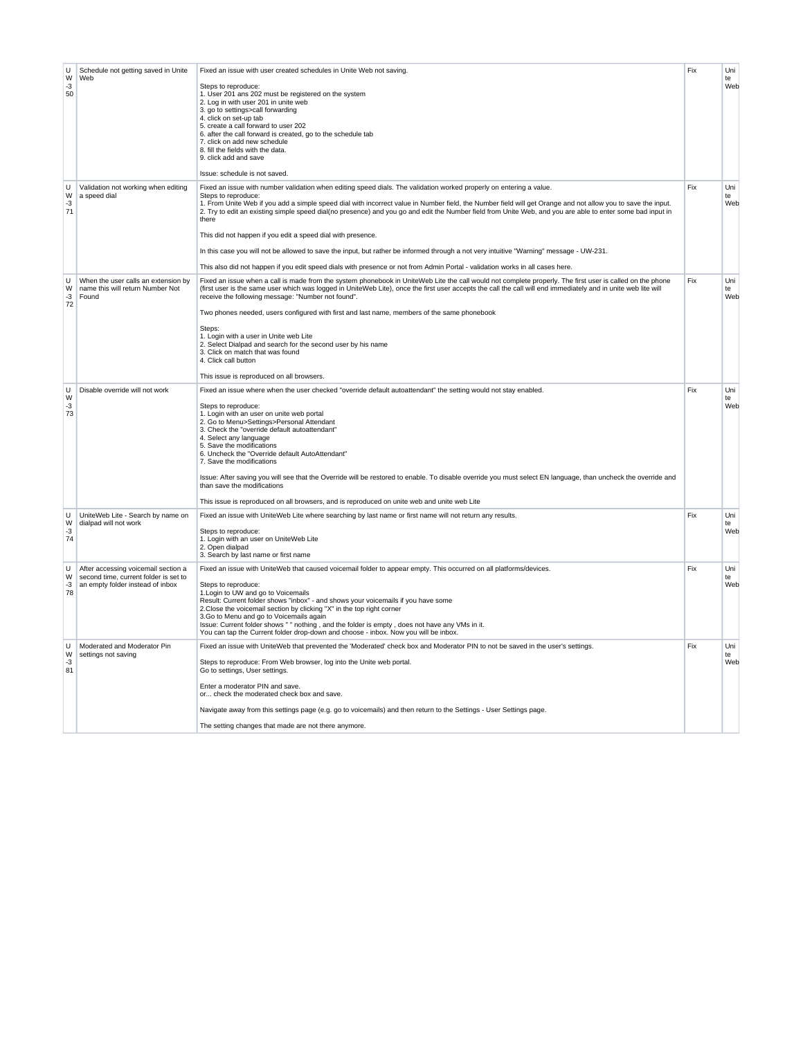| | | | | |
|---|---|---|---|---|
| UW-350 | Schedule not getting saved in Unite Web | Fixed an issue with user created schedules in Unite Web not saving.<br><br>Steps to reproduce:<br>1. User 201 ans 202 must be registered on the system<br>2. Log in with user 201 in unite web<br>3. go to settings>call forwarding<br>4. click on set-up tab<br>5. create a call forward to user 202<br>6. after the call forward is created, go to the schedule tab<br>7. click on add new schedule<br>8. fill the fields with the data.<br>9. click add and save<br><br>Issue: schedule is not saved. | Fix | Unite Web |
| UW-371 | Validation not working when editing a speed dial | Fixed an issue with number validation when editing speed dials. The validation worked properly on entering a value.<br>Steps to reproduce:<br>1. From Unite Web if you add a simple speed dial with incorrect value in Number field, the Number field will get Orange and not allow you to save the input.<br>2. Try to edit an existing simple speed dial(no presence) and you go and edit the Number field from Unite Web, and you are able to enter some bad input in there<br><br>This did not happen if you edit a speed dial with presence.<br><br>In this case you will not be allowed to save the input, but rather be informed through a not very intuitive "Warning" message - UW-231.<br><br>This also did not happen if you edit speed dials with presence or not from Admin Portal - validation works in all cases here. | Fix | Unite Web |
| UW-372 | When the user calls an extension by name this will return Number Not Found | Fixed an issue when a call is made from the system phonebook in UniteWeb Lite the call would not complete properly. The first user is called on the phone (first user is the same user which was logged in UniteWeb Lite), once the first user accepts the call the call will end immediately and in unite web lite will receive the following message: "Number not found".<br><br>Two phones needed, users configured with first and last name, members of the same phonebook<br><br>Steps:<br>1. Login with a user in Unite web Lite<br>2. Select Dialpad and search for the second user by his name<br>3. Click on match that was found<br>4. Click call button<br><br>This issue is reproduced on all browsers. | Fix | Unite Web |
| UW-373 | Disable override will not work | Fixed an issue where when the user checked "override default autoattendant" the setting would not stay enabled.<br><br>Steps to reproduce:<br>1. Login with an user on unite web portal<br>2. Go to Menu>Settings>Personal Attendant<br>3. Check the "override default autoattendant"<br>4. Select any language<br>5. Save the modifications<br>6. Uncheck the "Override default AutoAttendant"<br>7. Save the modifications<br><br>Issue: After saving you will see that the Override will be restored to enable. To disable override you must select EN language, than uncheck the override and than save the modifications<br><br>This issue is reproduced on all browsers, and is reproduced on unite web and unite web Lite | Fix | Unite Web |
| UW-374 | UniteWeb Lite - Search by name on dialpad will not work | Fixed an issue with UniteWeb Lite where searching by last name or first name will not return any results.<br><br>Steps to reproduce:<br>1. Login with an user on UniteWeb Lite<br>2. Open dialpad<br>3. Search by last name or first name | Fix | Unite Web |
| UW-378 | After accessing voicemail section a second time, current folder is set to an empty folder instead of inbox | Fixed an issue with UniteWeb that caused voicemail folder to appear empty. This occurred on all platforms/devices.<br><br>Steps to reproduce:<br>1.Login to UW and go to Voicemails<br>Result: Current folder shows "inbox" - and shows your voicemails if you have some<br>2.Close the voicemail section by clicking "X" in the top right corner<br>3.Go to Menu and go to Voicemails again<br>Issue: Current folder shows " " nothing , and the folder is empty , does not have any VMs in it.<br>You can tap the Current folder drop-down and choose - inbox. Now you will be inbox. | Fix | Unite Web |
| UW-381 | Moderated and Moderator Pin settings not saving | Fixed an issue with UniteWeb that prevented the 'Moderated' check box and Moderator PIN to not be saved in the user's settings.<br><br>Steps to reproduce: From Web browser, log into the Unite web portal.<br>Go to settings, User settings.<br><br>Enter a moderator PIN and save.<br>or... check the moderated check box and save.<br><br>Navigate away from this settings page (e.g. go to voicemails) and then return to the Settings - User Settings page.<br><br>The setting changes that made are not there anymore. | Fix | Unite Web |